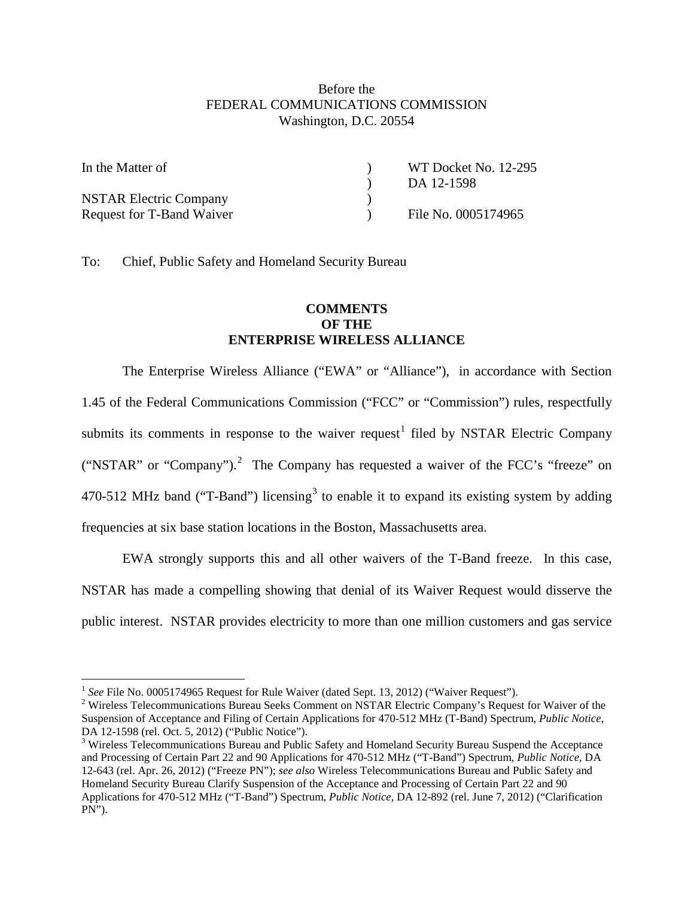Before the
FEDERAL COMMUNICATIONS COMMISSION
Washington, D.C. 20554

| | | |
|---|---|---|
| In the Matter of | ) | WT Docket No. 12-295 |
| | ) | DA 12-1598 |
| NSTAR Electric Company | ) | |
| Request for T-Band Waiver | ) | File No. 0005174965 |

To: Chief, Public Safety and Homeland Security Bureau

**COMMENTS**
**OF THE**
**ENTERPRISE WIRELESS ALLIANCE**

The Enterprise Wireless Alliance ("EWA" or "Alliance"), in accordance with Section 1.45 of the Federal Communications Commission ("FCC" or "Commission") rules, respectfully submits its comments in response to the waiver request[1] filed by NSTAR Electric Company ("NSTAR" or "Company").[2] The Company has requested a waiver of the FCC's "freeze" on 470-512 MHz band ("T-Band") licensing[3] to enable it to expand its existing system by adding frequencies at six base station locations in the Boston, Massachusetts area.

EWA strongly supports this and all other waivers of the T-Band freeze. In this case, NSTAR has made a compelling showing that denial of its Waiver Request would disserve the public interest. NSTAR provides electricity to more than one million customers and gas service

---

[1] *See* File No. 0005174965 Request for Rule Waiver (dated Sept. 13, 2012) ("Waiver Request").

[2] Wireless Telecommunications Bureau Seeks Comment on NSTAR Electric Company's Request for Waiver of the Suspension of Acceptance and Filing of Certain Applications for 470-512 MHz (T-Band) Spectrum, *Public Notice*, DA 12-1598 (rel. Oct. 5, 2012) ("Public Notice").

[3] Wireless Telecommunications Bureau and Public Safety and Homeland Security Bureau Suspend the Acceptance and Processing of Certain Part 22 and 90 Applications for 470-512 MHz ("T-Band") Spectrum, *Public Notice*, DA 12-643 (rel. Apr. 26, 2012) ("Freeze PN"); *see also* Wireless Telecommunications Bureau and Public Safety and Homeland Security Bureau Clarify Suspension of the Acceptance and Processing of Certain Part 22 and 90 Applications for 470-512 MHz ("T-Band") Spectrum, *Public Notice*, DA 12-892 (rel. June 7, 2012) ("Clarification PN").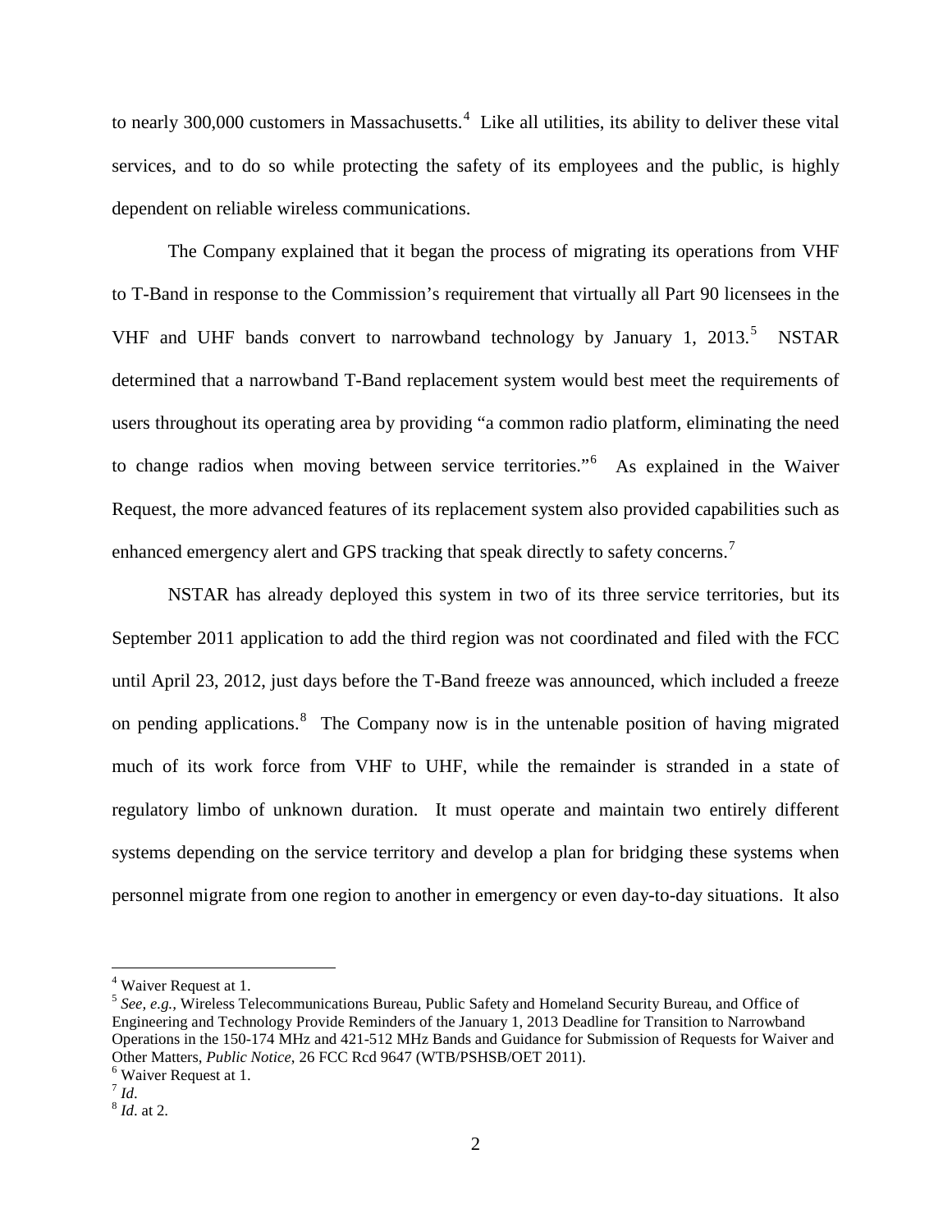to nearly 300,000 customers in Massachusetts.[4] Like all utilities, its ability to deliver these vital services, and to do so while protecting the safety of its employees and the public, is highly dependent on reliable wireless communications.

The Company explained that it began the process of migrating its operations from VHF to T-Band in response to the Commission's requirement that virtually all Part 90 licensees in the VHF and UHF bands convert to narrowband technology by January 1, 2013.[5] NSTAR determined that a narrowband T-Band replacement system would best meet the requirements of users throughout its operating area by providing "a common radio platform, eliminating the need to change radios when moving between service territories."[6] As explained in the Waiver Request, the more advanced features of its replacement system also provided capabilities such as enhanced emergency alert and GPS tracking that speak directly to safety concerns.[7]

NSTAR has already deployed this system in two of its three service territories, but its September 2011 application to add the third region was not coordinated and filed with the FCC until April 23, 2012, just days before the T-Band freeze was announced, which included a freeze on pending applications.[8] The Company now is in the untenable position of having migrated much of its work force from VHF to UHF, while the remainder is stranded in a state of regulatory limbo of unknown duration. It must operate and maintain two entirely different systems depending on the service territory and develop a plan for bridging these systems when personnel migrate from one region to another in emergency or even day-to-day situations. It also

---

[4] Waiver Request at 1.

[5] *See, e.g.*, Wireless Telecommunications Bureau, Public Safety and Homeland Security Bureau, and Office of Engineering and Technology Provide Reminders of the January 1, 2013 Deadline for Transition to Narrowband Operations in the 150-174 MHz and 421-512 MHz Bands and Guidance for Submission of Requests for Waiver and Other Matters, *Public Notice*, 26 FCC Rcd 9647 (WTB/PSHSB/OET 2011).

[6] Waiver Request at 1.

[7] *Id*.

[8] *Id*. at 2.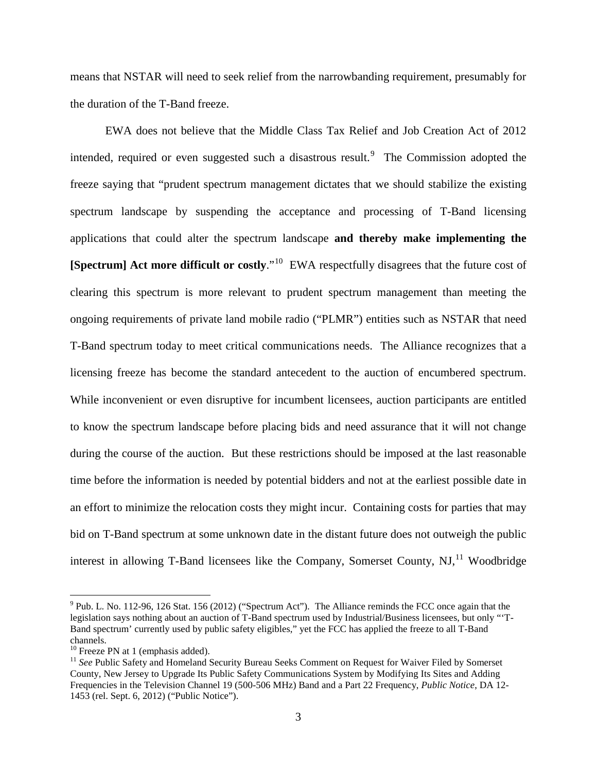means that NSTAR will need to seek relief from the narrowbanding requirement, presumably for the duration of the T-Band freeze.

EWA does not believe that the Middle Class Tax Relief and Job Creation Act of 2012 intended, required or even suggested such a disastrous result.[9] The Commission adopted the freeze saying that "prudent spectrum management dictates that we should stabilize the existing spectrum landscape by suspending the acceptance and processing of T-Band licensing applications that could alter the spectrum landscape **and thereby make implementing the [Spectrum] Act more difficult or costly**."[10] EWA respectfully disagrees that the future cost of clearing this spectrum is more relevant to prudent spectrum management than meeting the ongoing requirements of private land mobile radio ("PLMR") entities such as NSTAR that need T-Band spectrum today to meet critical communications needs. The Alliance recognizes that a licensing freeze has become the standard antecedent to the auction of encumbered spectrum. While inconvenient or even disruptive for incumbent licensees, auction participants are entitled to know the spectrum landscape before placing bids and need assurance that it will not change during the course of the auction. But these restrictions should be imposed at the last reasonable time before the information is needed by potential bidders and not at the earliest possible date in an effort to minimize the relocation costs they might incur. Containing costs for parties that may bid on T-Band spectrum at some unknown date in the distant future does not outweigh the public interest in allowing T-Band licensees like the Company, Somerset County, NJ,[11] Woodbridge

---

[9] Pub. L. No. 112-96, 126 Stat. 156 (2012) ("Spectrum Act"). The Alliance reminds the FCC once again that the legislation says nothing about an auction of T-Band spectrum used by Industrial/Business licensees, but only "'T-Band spectrum' currently used by public safety eligibles," yet the FCC has applied the freeze to all T-Band channels.

[10] Freeze PN at 1 (emphasis added).

[11] *See* Public Safety and Homeland Security Bureau Seeks Comment on Request for Waiver Filed by Somerset County, New Jersey to Upgrade Its Public Safety Communications System by Modifying Its Sites and Adding Frequencies in the Television Channel 19 (500-506 MHz) Band and a Part 22 Frequency, *Public Notice*, DA 12-1453 (rel. Sept. 6, 2012) ("Public Notice").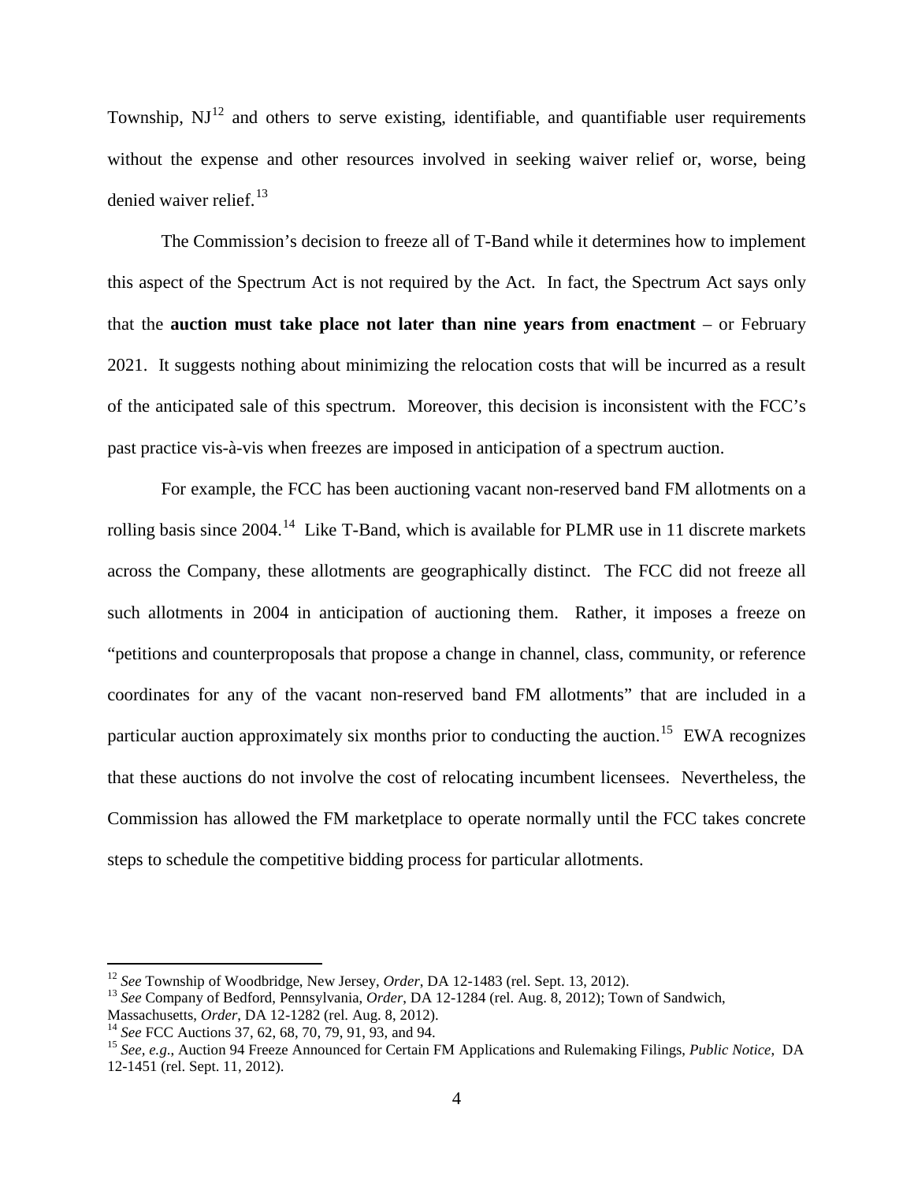Township, NJ[12] and others to serve existing, identifiable, and quantifiable user requirements without the expense and other resources involved in seeking waiver relief or, worse, being denied waiver relief.[13]

The Commission's decision to freeze all of T-Band while it determines how to implement this aspect of the Spectrum Act is not required by the Act. In fact, the Spectrum Act says only that the **auction must take place not later than nine years from enactment** – or February 2021. It suggests nothing about minimizing the relocation costs that will be incurred as a result of the anticipated sale of this spectrum. Moreover, this decision is inconsistent with the FCC's past practice vis-à-vis when freezes are imposed in anticipation of a spectrum auction.

For example, the FCC has been auctioning vacant non-reserved band FM allotments on a rolling basis since 2004.[14] Like T-Band, which is available for PLMR use in 11 discrete markets across the Company, these allotments are geographically distinct. The FCC did not freeze all such allotments in 2004 in anticipation of auctioning them. Rather, it imposes a freeze on "petitions and counterproposals that propose a change in channel, class, community, or reference coordinates for any of the vacant non-reserved band FM allotments" that are included in a particular auction approximately six months prior to conducting the auction.[15] EWA recognizes that these auctions do not involve the cost of relocating incumbent licensees. Nevertheless, the Commission has allowed the FM marketplace to operate normally until the FCC takes concrete steps to schedule the competitive bidding process for particular allotments.

---

[12] *See* Township of Woodbridge, New Jersey, *Order*, DA 12-1483 (rel. Sept. 13, 2012).

[13] *See* Company of Bedford, Pennsylvania, *Order*, DA 12-1284 (rel. Aug. 8, 2012); Town of Sandwich, Massachusetts, *Order*, DA 12-1282 (rel. Aug. 8, 2012).

[14] *See* FCC Auctions 37, 62, 68, 70, 79, 91, 93, and 94.

[15] *See, e.g.*, Auction 94 Freeze Announced for Certain FM Applications and Rulemaking Filings, *Public Notice*, DA 12-1451 (rel. Sept. 11, 2012).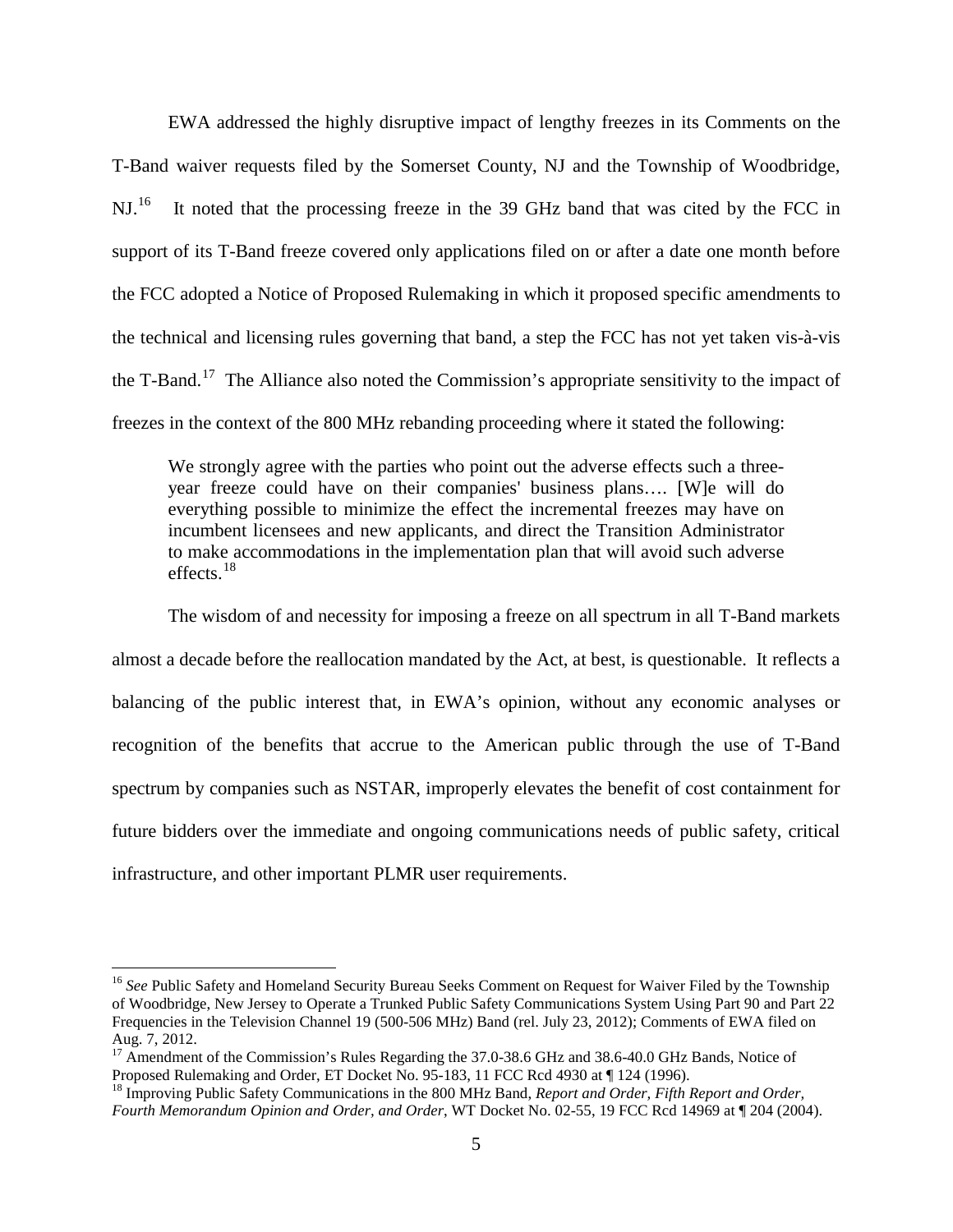EWA addressed the highly disruptive impact of lengthy freezes in its Comments on the T-Band waiver requests filed by the Somerset County, NJ and the Township of Woodbridge, NJ.[16] It noted that the processing freeze in the 39 GHz band that was cited by the FCC in support of its T-Band freeze covered only applications filed on or after a date one month before the FCC adopted a Notice of Proposed Rulemaking in which it proposed specific amendments to the technical and licensing rules governing that band, a step the FCC has not yet taken vis-à-vis the T-Band.[17] The Alliance also noted the Commission's appropriate sensitivity to the impact of freezes in the context of the 800 MHz rebanding proceeding where it stated the following:

> We strongly agree with the parties who point out the adverse effects such a three-year freeze could have on their companies' business plans…. [W]e will do everything possible to minimize the effect the incremental freezes may have on incumbent licensees and new applicants, and direct the Transition Administrator to make accommodations in the implementation plan that will avoid such adverse effects.[18]

The wisdom of and necessity for imposing a freeze on all spectrum in all T-Band markets almost a decade before the reallocation mandated by the Act, at best, is questionable. It reflects a balancing of the public interest that, in EWA's opinion, without any economic analyses or recognition of the benefits that accrue to the American public through the use of T-Band spectrum by companies such as NSTAR, improperly elevates the benefit of cost containment for future bidders over the immediate and ongoing communications needs of public safety, critical infrastructure, and other important PLMR user requirements.

---

[16] *See* Public Safety and Homeland Security Bureau Seeks Comment on Request for Waiver Filed by the Township of Woodbridge, New Jersey to Operate a Trunked Public Safety Communications System Using Part 90 and Part 22 Frequencies in the Television Channel 19 (500-506 MHz) Band (rel. July 23, 2012); Comments of EWA filed on Aug. 7, 2012.

[17] Amendment of the Commission's Rules Regarding the 37.0-38.6 GHz and 38.6-40.0 GHz Bands, Notice of Proposed Rulemaking and Order, ET Docket No. 95-183, 11 FCC Rcd 4930 at ¶ 124 (1996).

[18] Improving Public Safety Communications in the 800 MHz Band, *Report and Order, Fifth Report and Order, Fourth Memorandum Opinion and Order, and Order*, WT Docket No. 02-55, 19 FCC Rcd 14969 at ¶ 204 (2004).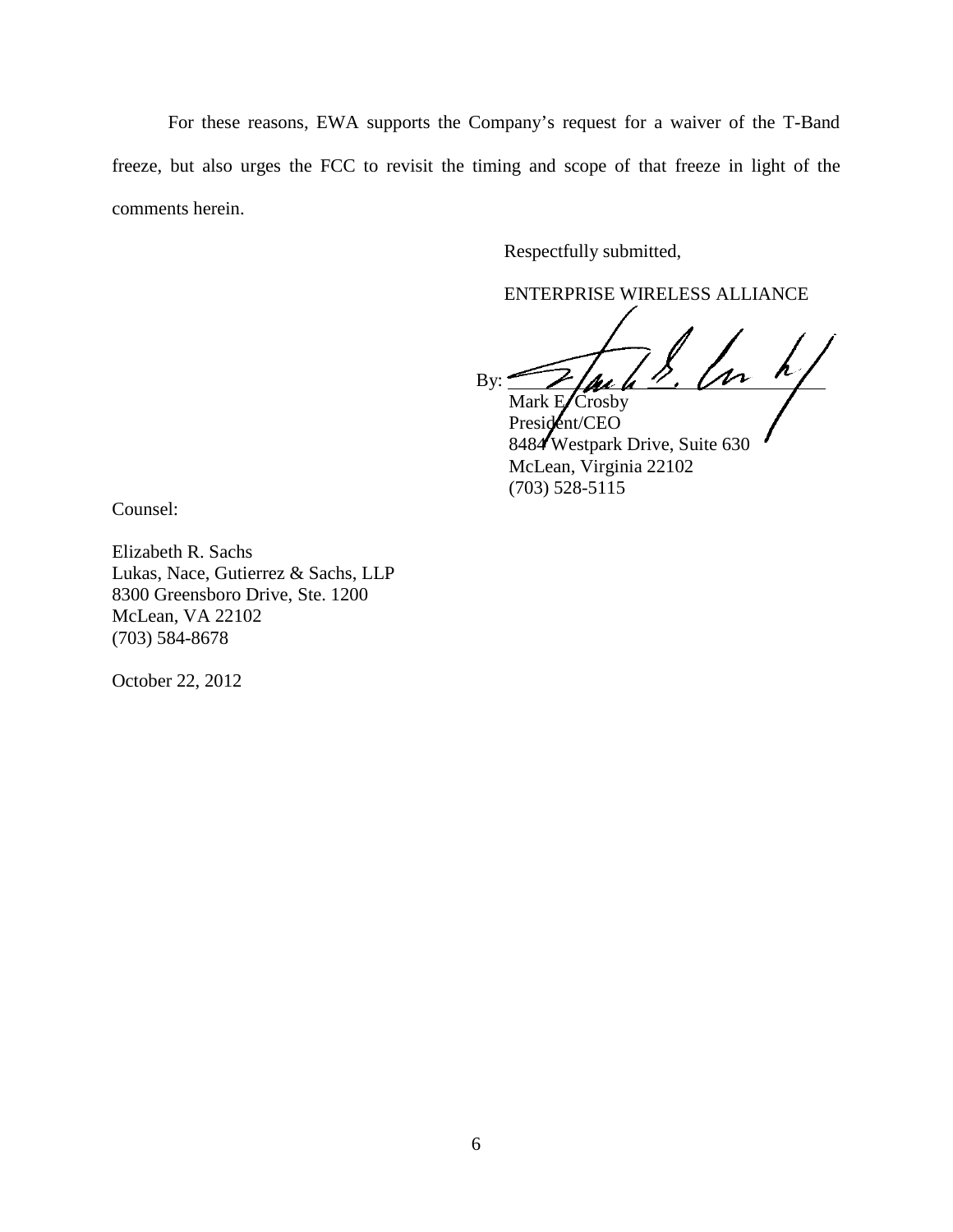For these reasons, EWA supports the Company's request for a waiver of the T-Band freeze, but also urges the FCC to revisit the timing and scope of that freeze in light of the comments herein.

Respectfully submitted,

ENTERPRISE WIRELESS ALLIANCE

By: ______________________________

Mark E. Crosby
President/CEO
8484 Westpark Drive, Suite 630
McLean, Virginia 22102
(703) 528-5115

Counsel:

Elizabeth R. Sachs
Lukas, Nace, Gutierrez & Sachs, LLP
8300 Greensboro Drive, Ste. 1200
McLean, VA 22102
(703) 584-8678

October 22, 2012